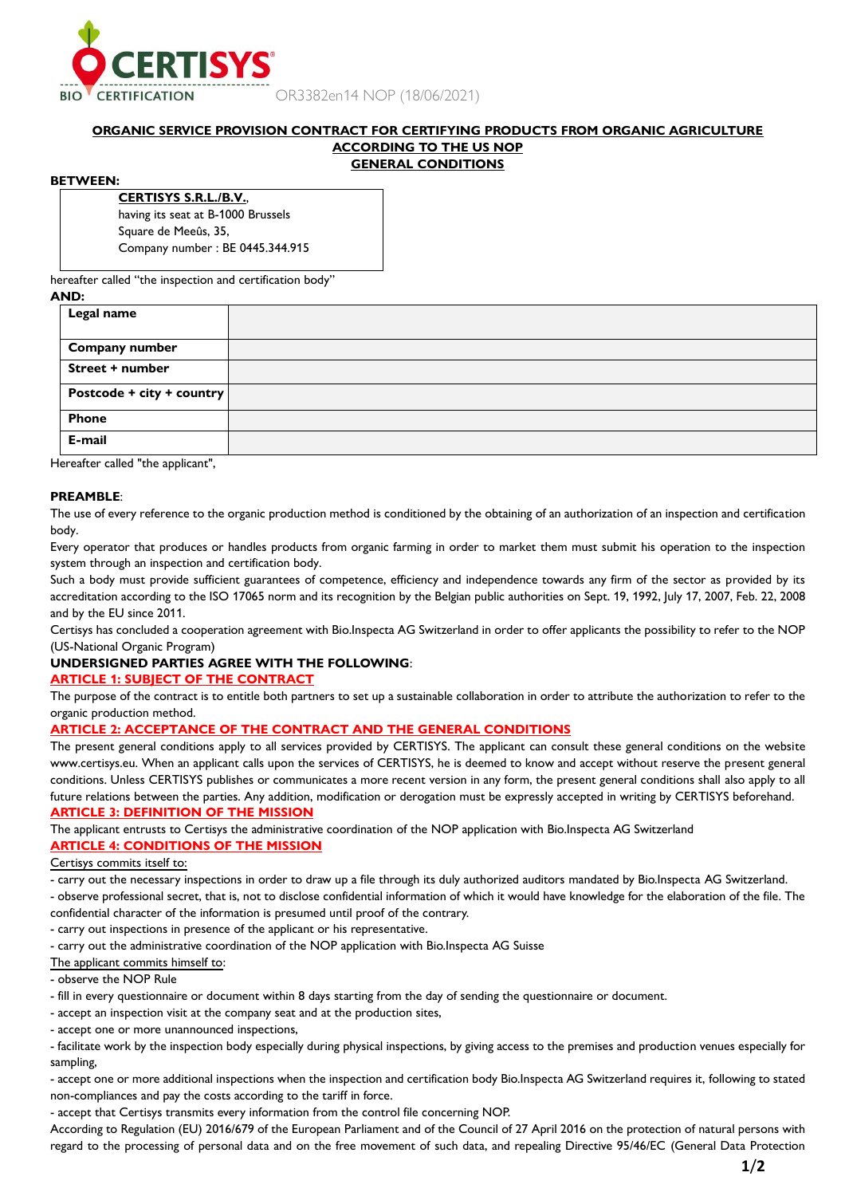CERTISYS BIO CERTIFICATION

OR3382en14 NOP (18/06/2021)

# ORGANIC SERVICE PROVISION CONTRACT FOR CERTIFYING PRODUCTS FROM ORGANIC AGRICULTURE ACCORDING TO THE US NOP GENERAL CONDITIONS

**BETWEEN:**

**CERTISYS S.R.L./B.V.**,
having its seat at B-1000 Brussels
Square de Meeûs, 35,
Company number : BE 0445.344.915

hereafter called "the inspection and certification body"

**AND:**

| **Legal name** | |
|---|---|
| **Company number** | |
| **Street + number** | |
| **Postcode + city + country** | |
| **Phone** | |
| **E-mail** | |

Hereafter called "the applicant",

**PREAMBLE**:

The use of every reference to the organic production method is conditioned by the obtaining of an authorization of an inspection and certification body.

Every operator that produces or handles products from organic farming in order to market them must submit his operation to the inspection system through an inspection and certification body.

Such a body must provide sufficient guarantees of competence, efficiency and independence towards any firm of the sector as provided by its accreditation according to the ISO 17065 norm and its recognition by the Belgian public authorities on Sept. 19, 1992, July 17, 2007, Feb. 22, 2008 and by the EU since 2011.

Certisys has concluded a cooperation agreement with Bio.Inspecta AG Switzerland in order to offer applicants the possibility to refer to the NOP (US-National Organic Program)

**UNDERSIGNED PARTIES AGREE WITH THE FOLLOWING**:

## ARTICLE 1: SUBJECT OF THE CONTRACT

The purpose of the contract is to entitle both partners to set up a sustainable collaboration in order to attribute the authorization to refer to the organic production method.

## ARTICLE 2: ACCEPTANCE OF THE CONTRACT AND THE GENERAL CONDITIONS

The present general conditions apply to all services provided by CERTISYS. The applicant can consult these general conditions on the website www.certisys.eu. When an applicant calls upon the services of CERTISYS, he is deemed to know and accept without reserve the present general conditions. Unless CERTISYS publishes or communicates a more recent version in any form, the present general conditions shall also apply to all future relations between the parties. Any addition, modification or derogation must be expressly accepted in writing by CERTISYS beforehand.

## ARTICLE 3: DEFINITION OF THE MISSION

The applicant entrusts to Certisys the administrative coordination of the NOP application with Bio.Inspecta AG Switzerland

## ARTICLE 4: CONDITIONS OF THE MISSION

Certisys commits itself to:

- carry out the necessary inspections in order to draw up a file through its duly authorized auditors mandated by Bio.Inspecta AG Switzerland.
- observe professional secret, that is, not to disclose confidential information of which it would have knowledge for the elaboration of the file. The confidential character of the information is presumed until proof of the contrary.
- carry out inspections in presence of the applicant or his representative.
- carry out the administrative coordination of the NOP application with Bio.Inspecta AG Suisse

The applicant commits himself to:

- observe the NOP Rule
- fill in every questionnaire or document within 8 days starting from the day of sending the questionnaire or document.
- accept an inspection visit at the company seat and at the production sites,
- accept one or more unannounced inspections,
- facilitate work by the inspection body especially during physical inspections, by giving access to the premises and production venues especially for sampling,
- accept one or more additional inspections when the inspection and certification body Bio.Inspecta AG Switzerland requires it, following to stated non-compliances and pay the costs according to the tariff in force.
- accept that Certisys transmits every information from the control file concerning NOP.

According to Regulation (EU) 2016/679 of the European Parliament and of the Council of 27 April 2016 on the protection of natural persons with regard to the processing of personal data and on the free movement of such data, and repealing Directive 95/46/EC (General Data Protection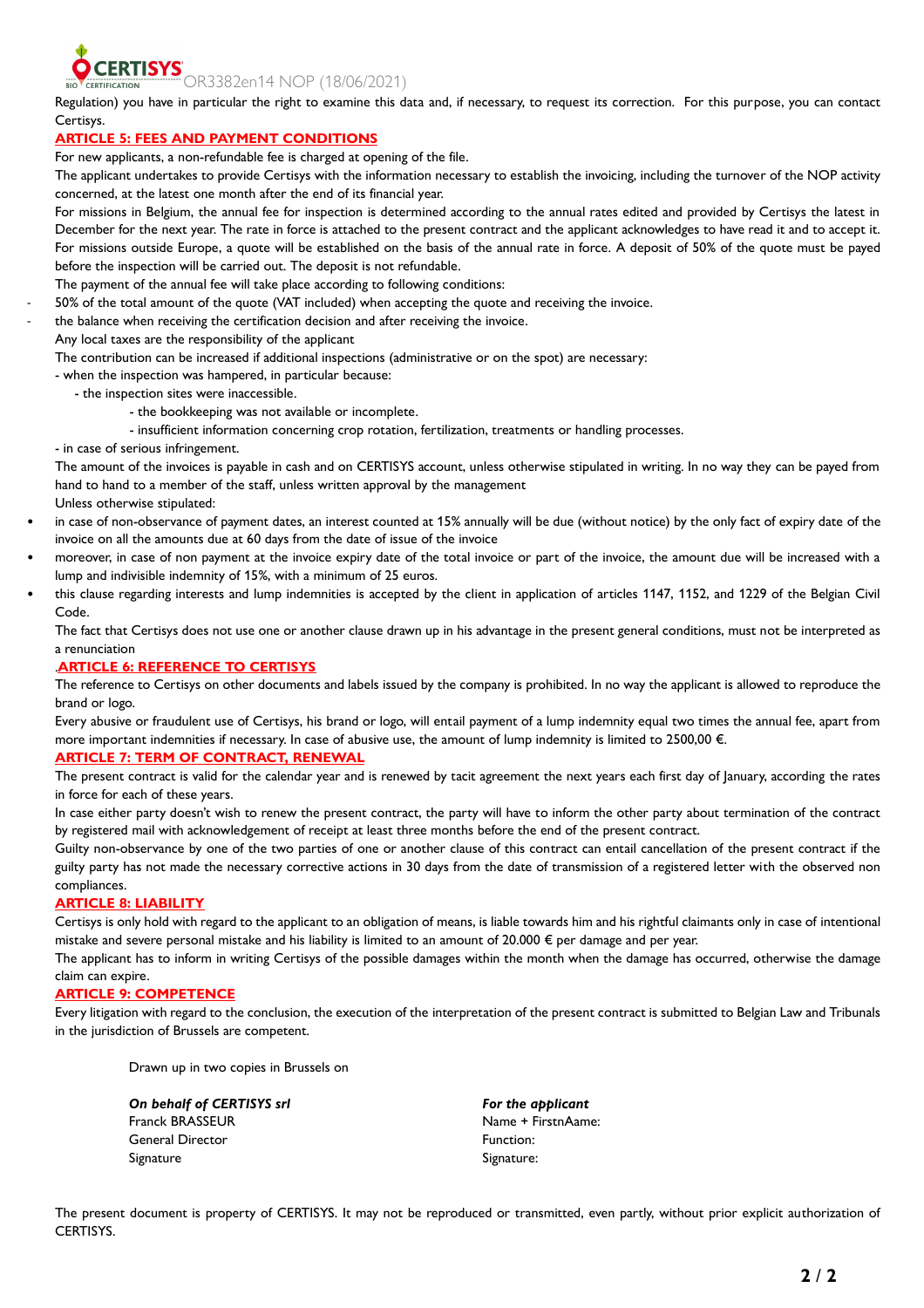Regulation) you have in particular the right to examine this data and, if necessary, to request its correction. For this purpose, you can contact Certisys.

## ARTICLE 5: FEES AND PAYMENT CONDITIONS

For new applicants, a non-refundable fee is charged at opening of the file.

The applicant undertakes to provide Certisys with the information necessary to establish the invoicing, including the turnover of the NOP activity concerned, at the latest one month after the end of its financial year.

For missions in Belgium, the annual fee for inspection is determined according to the annual rates edited and provided by Certisys the latest in December for the next year. The rate in force is attached to the present contract and the applicant acknowledges to have read it and to accept it. For missions outside Europe, a quote will be established on the basis of the annual rate in force. A deposit of 50% of the quote must be payed before the inspection will be carried out. The deposit is not refundable.

The payment of the annual fee will take place according to following conditions:

- 50% of the total amount of the quote (VAT included) when accepting the quote and receiving the invoice.
- the balance when receiving the certification decision and after receiving the invoice.

Any local taxes are the responsibility of the applicant

The contribution can be increased if additional inspections (administrative or on the spot) are necessary:

- when the inspection was hampered, in particular because:
  - the inspection sites were inaccessible.
    - the bookkeeping was not available or incomplete.
    - insufficient information concerning crop rotation, fertilization, treatments or handling processes.
- in case of serious infringement.

The amount of the invoices is payable in cash and on CERTISYS account, unless otherwise stipulated in writing. In no way they can be payed from hand to hand to a member of the staff, unless written approval by the management

Unless otherwise stipulated:

- in case of non-observance of payment dates, an interest counted at 15% annually will be due (without notice) by the only fact of expiry date of the invoice on all the amounts due at 60 days from the date of issue of the invoice
- moreover, in case of non payment at the invoice expiry date of the total invoice or part of the invoice, the amount due will be increased with a lump and indivisible indemnity of 15%, with a minimum of 25 euros.
- this clause regarding interests and lump indemnities is accepted by the client in application of articles 1147, 1152, and 1229 of the Belgian Civil Code.

The fact that Certisys does not use one or another clause drawn up in his advantage in the present general conditions, must not be interpreted as a renunciation

## .ARTICLE 6: REFERENCE TO CERTISYS

The reference to Certisys on other documents and labels issued by the company is prohibited. In no way the applicant is allowed to reproduce the brand or logo.

Every abusive or fraudulent use of Certisys, his brand or logo, will entail payment of a lump indemnity equal two times the annual fee, apart from more important indemnities if necessary. In case of abusive use, the amount of lump indemnity is limited to 2500,00 €.

## ARTICLE 7: TERM OF CONTRACT, RENEWAL

The present contract is valid for the calendar year and is renewed by tacit agreement the next years each first day of January, according the rates in force for each of these years.

In case either party doesn't wish to renew the present contract, the party will have to inform the other party about termination of the contract by registered mail with acknowledgement of receipt at least three months before the end of the present contract.

Guilty non-observance by one of the two parties of one or another clause of this contract can entail cancellation of the present contract if the guilty party has not made the necessary corrective actions in 30 days from the date of transmission of a registered letter with the observed non compliances.

## ARTICLE 8: LIABILITY

Certisys is only hold with regard to the applicant to an obligation of means, is liable towards him and his rightful claimants only in case of intentional mistake and severe personal mistake and his liability is limited to an amount of 20.000 € per damage and per year.

The applicant has to inform in writing Certisys of the possible damages within the month when the damage has occurred, otherwise the damage claim can expire.

## ARTICLE 9: COMPETENCE

Every litigation with regard to the conclusion, the execution of the interpretation of the present contract is submitted to Belgian Law and Tribunals in the jurisdiction of Brussels are competent.

Drawn up in two copies in Brussels on

***On behalf of CERTISYS srl***
Franck BRASSEUR
General Director
Signature

***For the applicant***
Name + FirstnAame:
Function:
Signature:

The present document is property of CERTISYS. It may not be reproduced or transmitted, even partly, without prior explicit authorization of CERTISYS.